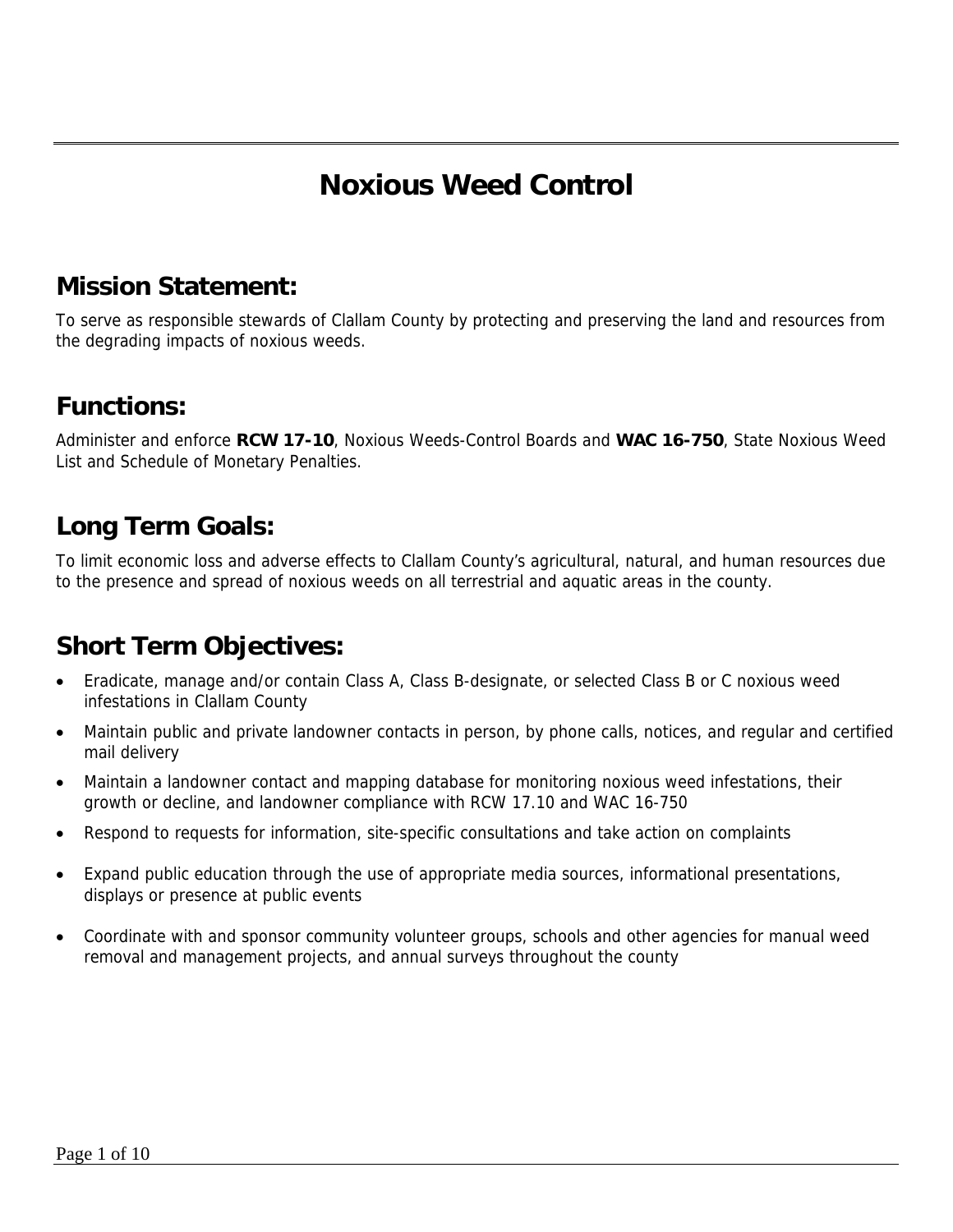# Noxious Weed Control

## Mission Statement:

To serve as responsible stewards of Clallam County by protecting and preserving the land and resources from the degrading impacts of noxious weeds.

## Functions:

Administer and enforce **RCW 17-10**, Noxious Weeds-Control Boards and **WAC 16-750**, State Noxious Weed List and Schedule of Monetary Penalties.

## Long Term Goals:

To limit economic loss and adverse effects to Clallam County's agricultural, natural, and human resources due to the presence and spread of noxious weeds on all terrestrial and aquatic areas in the county.

## Short Term Objectives:

- Eradicate, manage and/or contain Class A, Class B-designate, or selected Class B or C noxious weed infestations in Clallam County
- Maintain public and private landowner contacts in person, by phone calls, notices, and regular and certified mail delivery
- Maintain a landowner contact and mapping database for monitoring noxious weed infestations, their growth or decline, and landowner compliance with RCW 17.10 and WAC 16-750
- Respond to requests for information, site-specific consultations and take action on complaints
- Expand public education through the use of appropriate media sources, informational presentations, displays or presence at public events
- Coordinate with and sponsor community volunteer groups, schools and other agencies for manual weed removal and management projects, and annual surveys throughout the county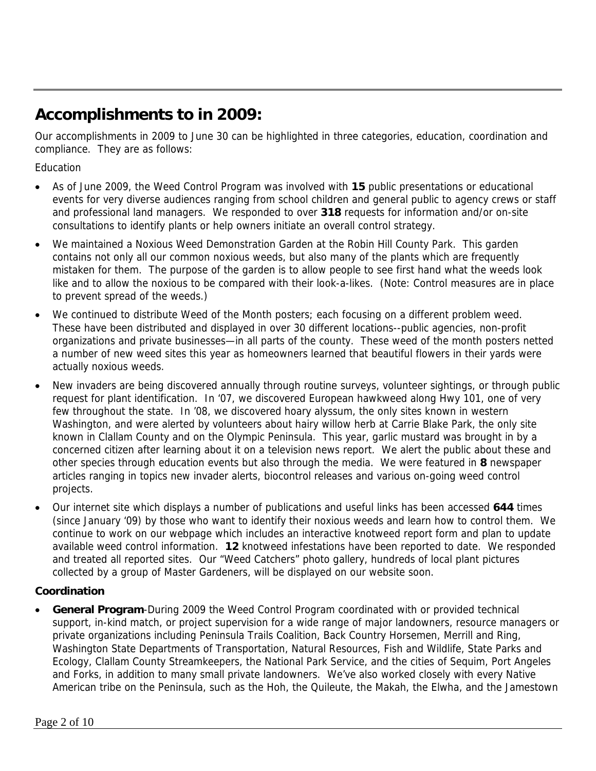## Accomplishments to in 2009:

Our accomplishments in 2009 to June 30 can be highlighted in three categories, education, coordination and compliance. They are as follows:

Education

- As of June 2009, the Weed Control Program was involved with **15** public presentations or educational events for very diverse audiences ranging from school children and general public to agency crews or staff and professional land managers. We responded to over **318** requests for information and/or on-site consultations to identify plants or help owners initiate an overall control strategy.
- We maintained a Noxious Weed Demonstration Garden at the Robin Hill County Park. This garden contains not only all our common noxious weeds, but also many of the plants which are frequently mistaken for them. The purpose of the garden is to allow people to see first hand what the weeds look like and to allow the noxious to be compared with their look-a-likes. (Note: Control measures are in place to prevent spread of the weeds.)
- We continued to distribute Weed of the Month posters; each focusing on a different problem weed. These have been distributed and displayed in over 30 different locations--public agencies, non-profit organizations and private businesses—in all parts of the county. These weed of the month posters netted a number of new weed sites this year as homeowners learned that beautiful flowers in their yards were actually noxious weeds.
- New invaders are being discovered annually through routine surveys, volunteer sightings, or through public request for plant identification. In '07, we discovered European hawkweed along Hwy 101, one of very few throughout the state. In '08, we discovered hoary alyssum, the only sites known in western Washington, and were alerted by volunteers about hairy willow herb at Carrie Blake Park, the only site known in Clallam County and on the Olympic Peninsula. This year, garlic mustard was brought in by a concerned citizen after learning about it on a television news report. We alert the public about these and other species through education events but also through the media. We were featured in **8** newspaper articles ranging in topics new invader alerts, biocontrol releases and various on-going weed control projects.
- Our internet site which displays a number of publications and useful links has been accessed **644** times (since January '09) by those who want to identify their noxious weeds and learn how to control them. We continue to work on our webpage which includes an interactive knotweed report form and plan to update available weed control information. **12** knotweed infestations have been reported to date. We responded and treated all reported sites. Our "Weed Catchers" photo gallery, hundreds of local plant pictures collected by a group of Master Gardeners, will be displayed on our website soon.

### Coordination

- **General Program**-During 2009 the Weed Control Program coordinated with or provided technical support, in-kind match, or project supervision for a wide range of major landowners, resource managers or private organizations including Peninsula Trails Coalition, Back Country Horsemen, Merrill and Ring, Washington State Departments of Transportation, Natural Resources, Fish and Wildlife, State Parks and Ecology, Clallam County Streamkeepers, the National Park Service, and the cities of Sequim, Port Angeles and Forks, in addition to many small private landowners. We've also worked closely with every Native American tribe on the Peninsula, such as the Hoh, the Quileute, the Makah, the Elwha, and the Jamestown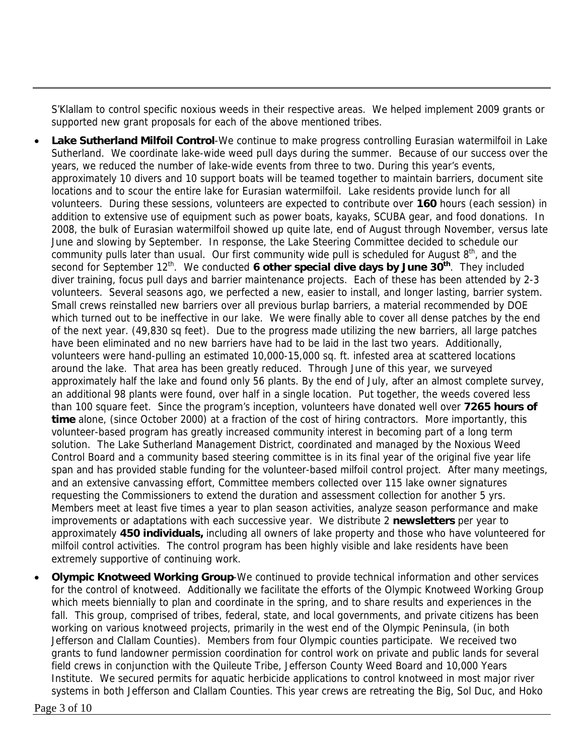S'Klallam to control specific noxious weeds in their respective areas. We helped implement 2009 grants or supported new grant proposals for each of the above mentioned tribes.

- **Lake Sutherland Milfoil Control**-We continue to make progress controlling Eurasian watermilfoil in Lake Sutherland. We coordinate lake-wide weed pull days during the summer. Because of our success over the years, we reduced the number of lake-wide events from three to two. During this year's events, approximately 10 divers and 10 support boats will be teamed together to maintain barriers, document site locations and to scour the entire lake for Eurasian watermilfoil. Lake residents provide lunch for all volunteers. During these sessions, volunteers are expected to contribute over **160** hours (each session) in addition to extensive use of equipment such as power boats, kayaks, SCUBA gear, and food donations. In 2008, the bulk of Eurasian watermilfoil showed up quite late, end of August through November, versus late June and slowing by September. In response, the Lake Steering Committee decided to schedule our community pulls later than usual. Our first community wide pull is scheduled for August 8th, and the second for September 12th. We conducted **6 other special dive days by June 30th**. They included diver training, focus pull days and barrier maintenance projects. Each of these has been attended by 2-3 volunteers. Several seasons ago, we perfected a new, easier to install, and longer lasting, barrier system. Small crews reinstalled new barriers over all previous burlap barriers, a material recommended by DOE which turned out to be ineffective in our lake. We were finally able to cover all dense patches by the end of the next year. (49,830 sq feet). Due to the progress made utilizing the new barriers, all large patches have been eliminated and no new barriers have had to be laid in the last two years. Additionally, volunteers were hand-pulling an estimated 10,000-15,000 sq. ft. infested area at scattered locations around the lake. That area has been greatly reduced. Through June of this year, we surveyed approximately half the lake and found only 56 plants. By the end of July, after an almost complete survey, an additional 98 plants were found, over half in a single location. Put together, the weeds covered less than 100 square feet. Since the program's inception, volunteers have donated well over **7265 hours of time** alone, (since October 2000) at a fraction of the cost of hiring contractors. More importantly, this volunteer-based program has greatly increased community interest in becoming part of a long term solution. The Lake Sutherland Management District, coordinated and managed by the Noxious Weed Control Board and a community based steering committee is in its final year of the original five year life span and has provided stable funding for the volunteer-based milfoil control project. After many meetings, and an extensive canvassing effort, Committee members collected over 115 lake owner signatures requesting the Commissioners to extend the duration and assessment collection for another 5 yrs. Members meet at least five times a year to plan season activities, analyze season performance and make improvements or adaptations with each successive year. We distribute 2 **newsletters** per year to approximately **450 individuals,** including all owners of lake property and those who have volunteered for milfoil control activities. The control program has been highly visible and lake residents have been extremely supportive of continuing work.

- **Olympic Knotweed Working Group**-We continued to provide technical information and other services for the control of knotweed. Additionally we facilitate the efforts of the Olympic Knotweed Working Group which meets biennially to plan and coordinate in the spring, and to share results and experiences in the fall. This group, comprised of tribes, federal, state, and local governments, and private citizens has been working on various knotweed projects, primarily in the west end of the Olympic Peninsula, (in both Jefferson and Clallam Counties). Members from four Olympic counties participate. We received two grants to fund landowner permission coordination for control work on private and public lands for several field crews in conjunction with the Quileute Tribe, Jefferson County Weed Board and 10,000 Years Institute. We secured permits for aquatic herbicide applications to control knotweed in most major river systems in both Jefferson and Clallam Counties. This year crews are retreating the Big, Sol Duc, and Hoko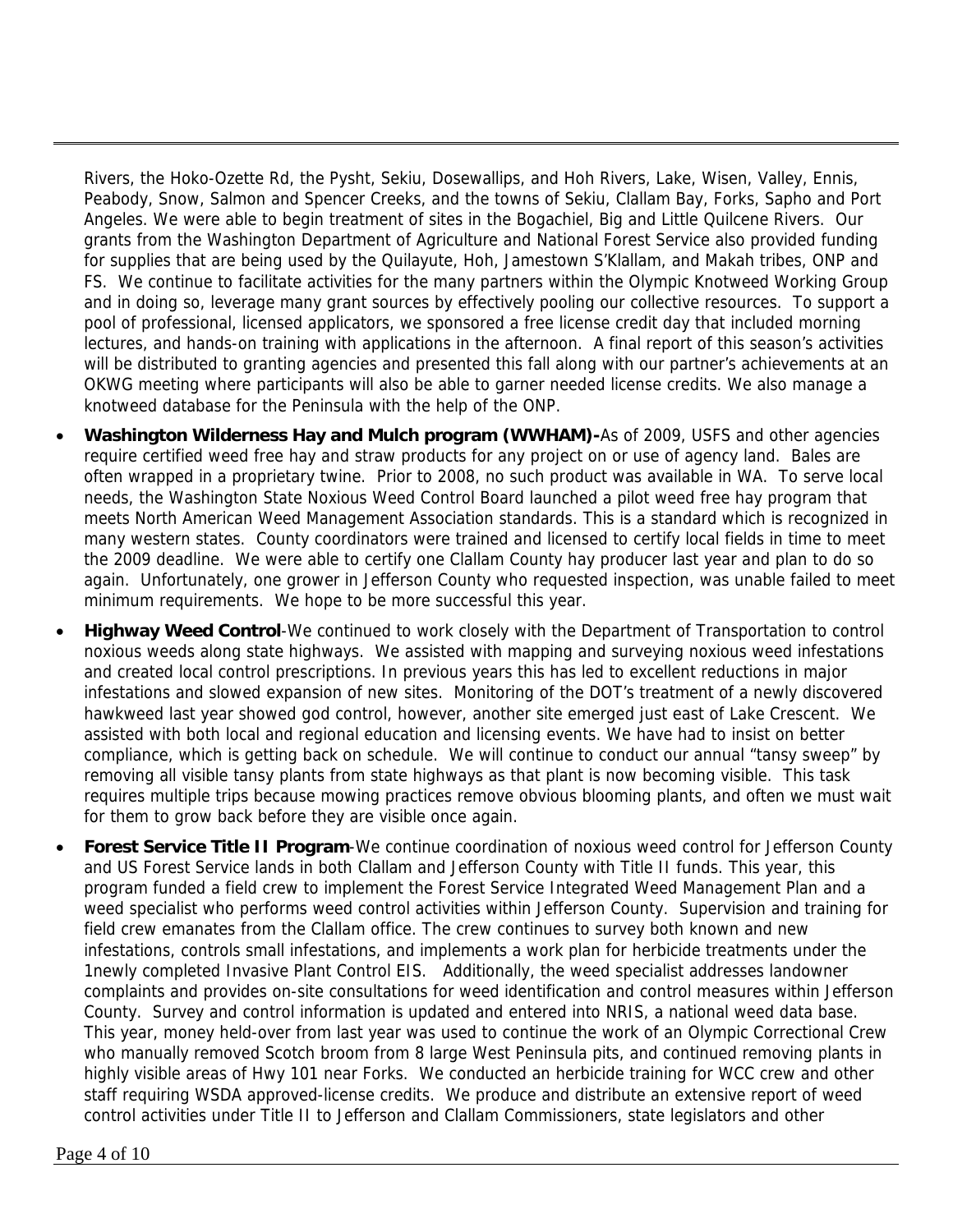Rivers, the Hoko-Ozette Rd, the Pysht, Sekiu, Dosewallips, and Hoh Rivers, Lake, Wisen, Valley, Ennis, Peabody, Snow, Salmon and Spencer Creeks, and the towns of Sekiu, Clallam Bay, Forks, Sapho and Port Angeles. We were able to begin treatment of sites in the Bogachiel, Big and Little Quilcene Rivers. Our grants from the Washington Department of Agriculture and National Forest Service also provided funding for supplies that are being used by the Quilayute, Hoh, Jamestown S'Klallam, and Makah tribes, ONP and FS. We continue to facilitate activities for the many partners within the Olympic Knotweed Working Group and in doing so, leverage many grant sources by effectively pooling our collective resources. To support a pool of professional, licensed applicators, we sponsored a free license credit day that included morning lectures, and hands-on training with applications in the afternoon. A final report of this season's activities will be distributed to granting agencies and presented this fall along with our partner's achievements at an OKWG meeting where participants will also be able to garner needed license credits. We also manage a knotweed database for the Peninsula with the help of the ONP.

- **Washington Wilderness Hay and Mulch program (WWHAM)-**As of 2009, USFS and other agencies require certified weed free hay and straw products for any project on or use of agency land. Bales are often wrapped in a proprietary twine. Prior to 2008, no such product was available in WA. To serve local needs, the Washington State Noxious Weed Control Board launched a pilot weed free hay program that meets North American Weed Management Association standards. This is a standard which is recognized in many western states. County coordinators were trained and licensed to certify local fields in time to meet the 2009 deadline. We were able to certify one Clallam County hay producer last year and plan to do so again. Unfortunately, one grower in Jefferson County who requested inspection, was unable failed to meet minimum requirements. We hope to be more successful this year.
- **Highway Weed Control**-We continued to work closely with the Department of Transportation to control noxious weeds along state highways. We assisted with mapping and surveying noxious weed infestations and created local control prescriptions. In previous years this has led to excellent reductions in major infestations and slowed expansion of new sites. Monitoring of the DOT's treatment of a newly discovered hawkweed last year showed god control, however, another site emerged just east of Lake Crescent. We assisted with both local and regional education and licensing events. We have had to insist on better compliance, which is getting back on schedule. We will continue to conduct our annual "tansy sweep" by removing all visible tansy plants from state highways as that plant is now becoming visible. This task requires multiple trips because mowing practices remove obvious blooming plants, and often we must wait for them to grow back before they are visible once again.
- **Forest Service Title II Program**-We continue coordination of noxious weed control for Jefferson County and US Forest Service lands in both Clallam and Jefferson County with Title II funds. This year, this program funded a field crew to implement the Forest Service Integrated Weed Management Plan and a weed specialist who performs weed control activities within Jefferson County. Supervision and training for field crew emanates from the Clallam office. The crew continues to survey both known and new infestations, controls small infestations, and implements a work plan for herbicide treatments under the 1newly completed Invasive Plant Control EIS. Additionally, the weed specialist addresses landowner complaints and provides on-site consultations for weed identification and control measures within Jefferson County. Survey and control information is updated and entered into NRIS, a national weed data base. This year, money held-over from last year was used to continue the work of an Olympic Correctional Crew who manually removed Scotch broom from 8 large West Peninsula pits, and continued removing plants in highly visible areas of Hwy 101 near Forks. We conducted an herbicide training for WCC crew and other staff requiring WSDA approved-license credits. We produce and distribute an extensive report of weed control activities under Title II to Jefferson and Clallam Commissioners, state legislators and other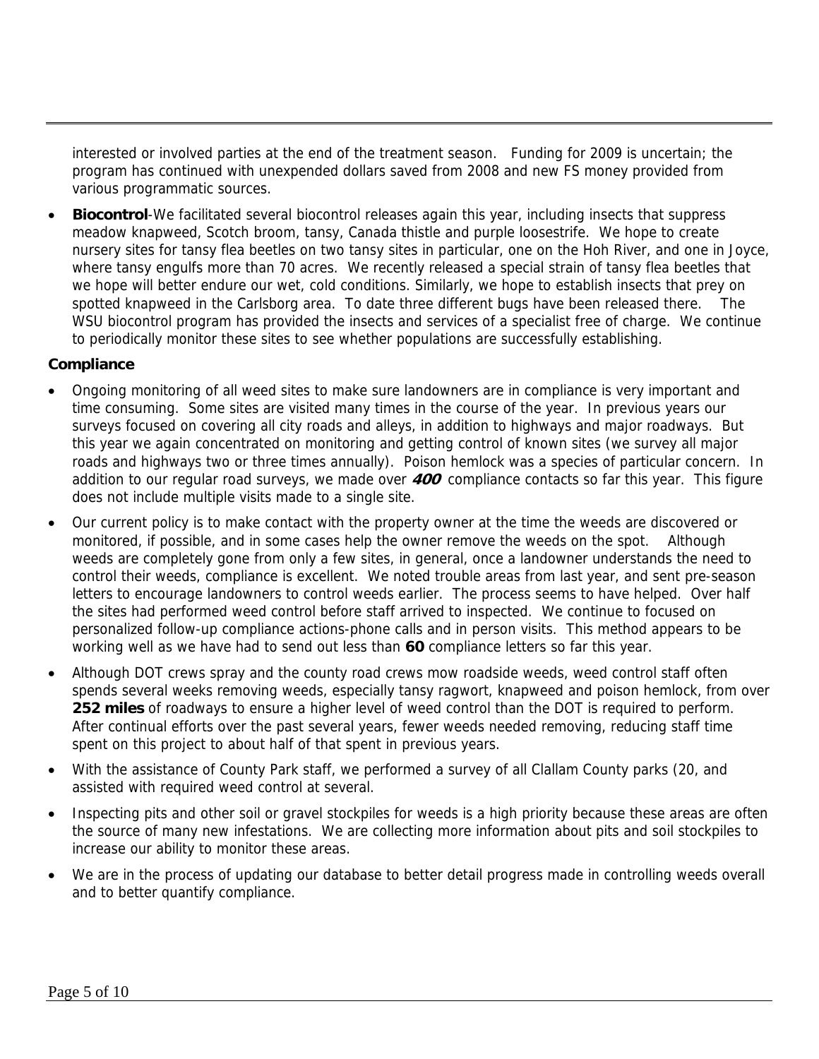interested or involved parties at the end of the treatment season. Funding for 2009 is uncertain; the program has continued with unexpended dollars saved from 2008 and new FS money provided from various programmatic sources.

- **Biocontrol**-We facilitated several biocontrol releases again this year, including insects that suppress meadow knapweed, Scotch broom, tansy, Canada thistle and purple loosestrife. We hope to create nursery sites for tansy flea beetles on two tansy sites in particular, one on the Hoh River, and one in Joyce, where tansy engulfs more than 70 acres. We recently released a special strain of tansy flea beetles that we hope will better endure our wet, cold conditions. Similarly, we hope to establish insects that prey on spotted knapweed in the Carlsborg area. To date three different bugs have been released there. The WSU biocontrol program has provided the insects and services of a specialist free of charge. We continue to periodically monitor these sites to see whether populations are successfully establishing.

**Compliance**

- Ongoing monitoring of all weed sites to make sure landowners are in compliance is very important and time consuming. Some sites are visited many times in the course of the year. In previous years our surveys focused on covering all city roads and alleys, in addition to highways and major roadways. But this year we again concentrated on monitoring and getting control of known sites (we survey all major roads and highways two or three times annually). Poison hemlock was a species of particular concern. In addition to our regular road surveys, we made over ***400*** compliance contacts so far this year. This figure does not include multiple visits made to a single site.
- Our current policy is to make contact with the property owner at the time the weeds are discovered or monitored, if possible, and in some cases help the owner remove the weeds on the spot. Although weeds are completely gone from only a few sites, in general, once a landowner understands the need to control their weeds, compliance is excellent. We noted trouble areas from last year, and sent pre-season letters to encourage landowners to control weeds earlier. The process seems to have helped. Over half the sites had performed weed control before staff arrived to inspected. We continue to focused on personalized follow-up compliance actions-phone calls and in person visits. This method appears to be working well as we have had to send out less than **60** compliance letters so far this year.
- Although DOT crews spray and the county road crews mow roadside weeds, weed control staff often spends several weeks removing weeds, especially tansy ragwort, knapweed and poison hemlock, from over **252 miles** of roadways to ensure a higher level of weed control than the DOT is required to perform. After continual efforts over the past several years, fewer weeds needed removing, reducing staff time spent on this project to about half of that spent in previous years.
- With the assistance of County Park staff, we performed a survey of all Clallam County parks (20, and assisted with required weed control at several.
- Inspecting pits and other soil or gravel stockpiles for weeds is a high priority because these areas are often the source of many new infestations. We are collecting more information about pits and soil stockpiles to increase our ability to monitor these areas.
- We are in the process of updating our database to better detail progress made in controlling weeds overall and to better quantify compliance.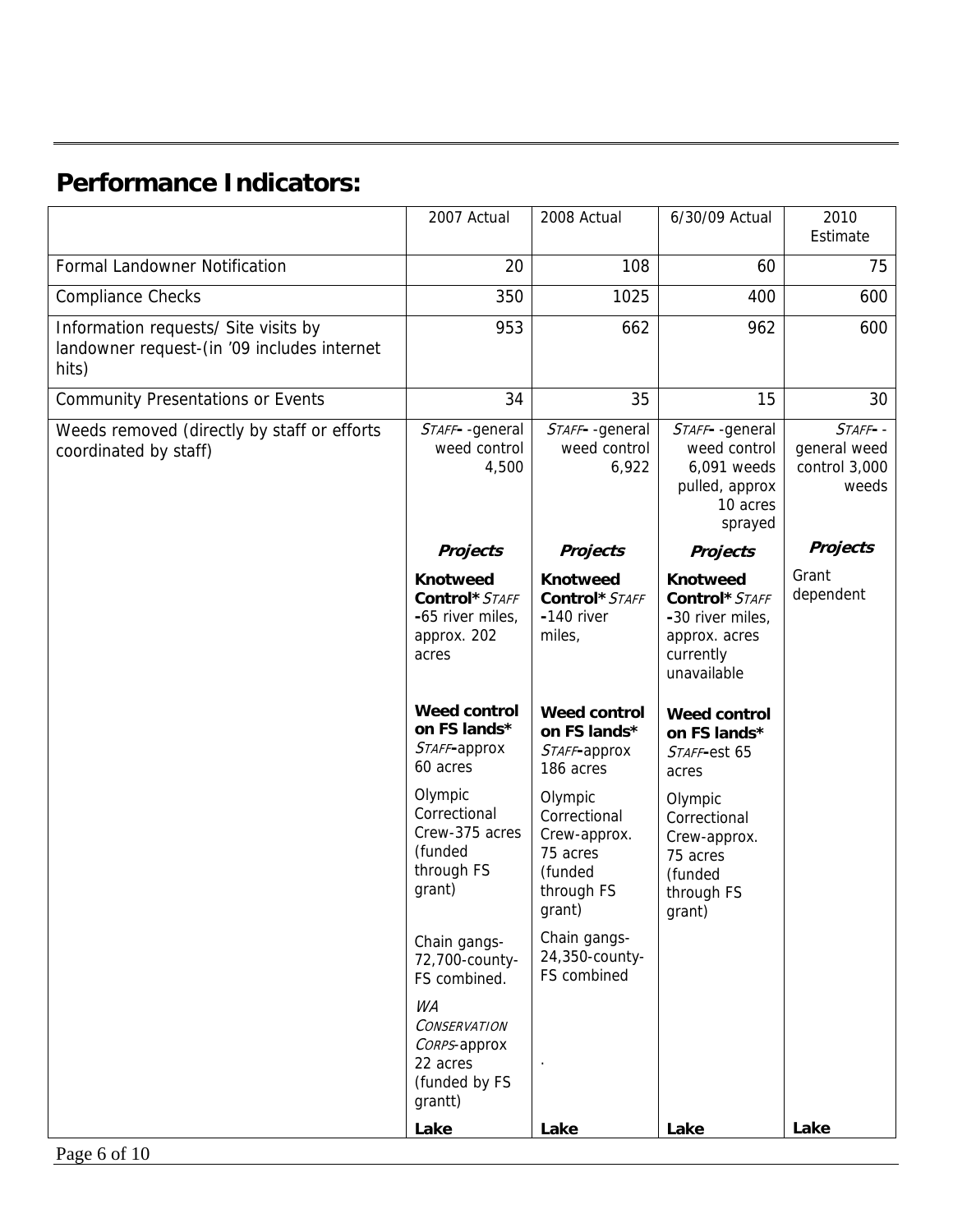## Performance Indicators:

| | 2007 Actual | 2008 Actual | 6/30/09 Actual | 2010 Estimate |
|---|---|---|---|---|
| Formal Landowner Notification | 20 | 108 | 60 | 75 |
| Compliance Checks | 350 | 1025 | 400 | 600 |
| Information requests/ Site visits by landowner request-(in '09 includes internet hits) | 953 | 662 | 962 | 600 |
| Community Presentations or Events | 34 | 35 | 15 | 30 |
| Weeds removed (directly by staff or efforts coordinated by staff) | *STAFF*- -general weed control 4,500 | *STAFF*- -general weed control 6,922 | *STAFF*- -general weed control 6,091 weeds pulled, approx 10 acres sprayed | *STAFF*- -general weed control 3,000 weeds |
| | ***Projects*** | ***Projects*** | ***Projects*** | ***Projects*** |
| | **Knotweed Control*** *STAFF* **-**65 river miles, approx. 202 acres | **Knotweed Control*** *STAFF* **-**140 river miles, | **Knotweed Control*** *STAFF* **-**30 river miles, approx. acres currently unavailable | Grant dependent |
| | **Weed control on FS lands*** *STAFF*-approx 60 acres | **Weed control on FS lands*** *STAFF*-approx 186 acres | **Weed control on FS lands*** *STAFF*-est 65 acres | |
| | Olympic Correctional Crew-375 acres (funded through FS grant) | Olympic Correctional Crew-approx. 75 acres (funded through FS grant) | Olympic Correctional Crew-approx. 75 acres (funded through FS grant) | |
| | Chain gangs-72,700-county-FS combined. | Chain gangs-24,350-county-FS combined | | |
| | *WA CONSERVATION CORPS*-approx 22 acres (funded by FS grantt) | . | | |
| | **Lake** | **Lake** | **Lake** | **Lake** |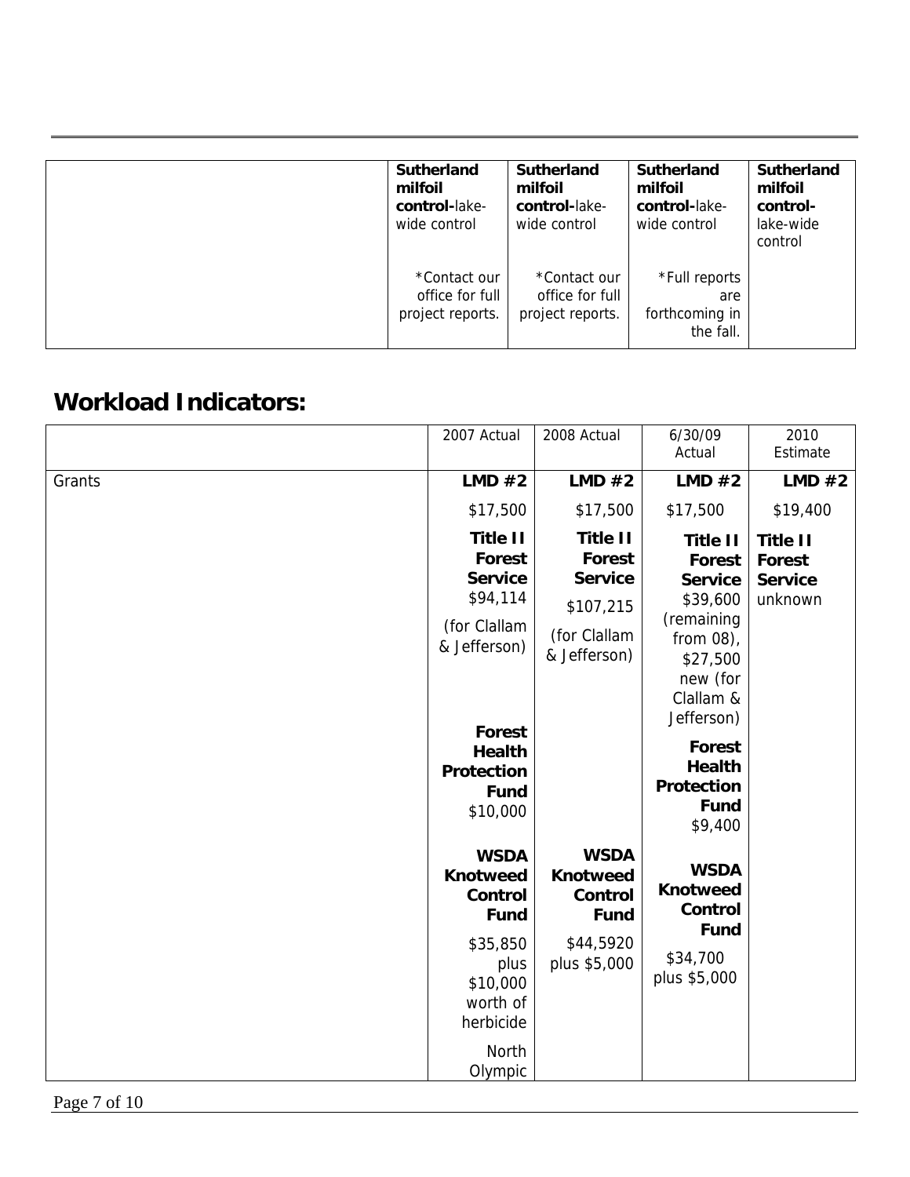| | | | | |
|---|---|---|---|---|
| | **Sutherland milfoil control-**lake-wide control<br><br>*Contact our office for full project reports. | **Sutherland milfoil control-**lake-wide control<br><br>*Contact our office for full project reports. | **Sutherland milfoil control-**lake-wide control<br><br>*Full reports are forthcoming in the fall. | **Sutherland milfoil control-** lake-wide control |

## Workload Indicators:

| | 2007 Actual | 2008 Actual | 6/30/09 Actual | 2010 Estimate |
|---|---|---|---|---|
| Grants | **LMD #2**<br>$17,500<br>**Title II Forest Service**<br>$94,114<br>(for Clallam & Jefferson)<br><br>**Forest Health Protection Fund**<br>$10,000<br><br>**WSDA Knotweed Control Fund**<br>$35,850 plus $10,000 worth of herbicide<br><br>North Olympic | **LMD #2**<br>$17,500<br>**Title II Forest Service**<br>$107,215<br>(for Clallam & Jefferson)<br><br>**WSDA Knotweed Control Fund**<br>$44,5920 plus $5,000 | **LMD #2**<br>$17,500<br>**Title II Forest Service**<br>$39,600 (remaining from 08), $27,500 new (for Clallam & Jefferson)<br><br>**Forest Health Protection Fund**<br>$9,400<br><br>**WSDA Knotweed Control Fund**<br>$34,700 plus $5,000 | **LMD #2**<br>$19,400<br>**Title II Forest Service**<br>unknown |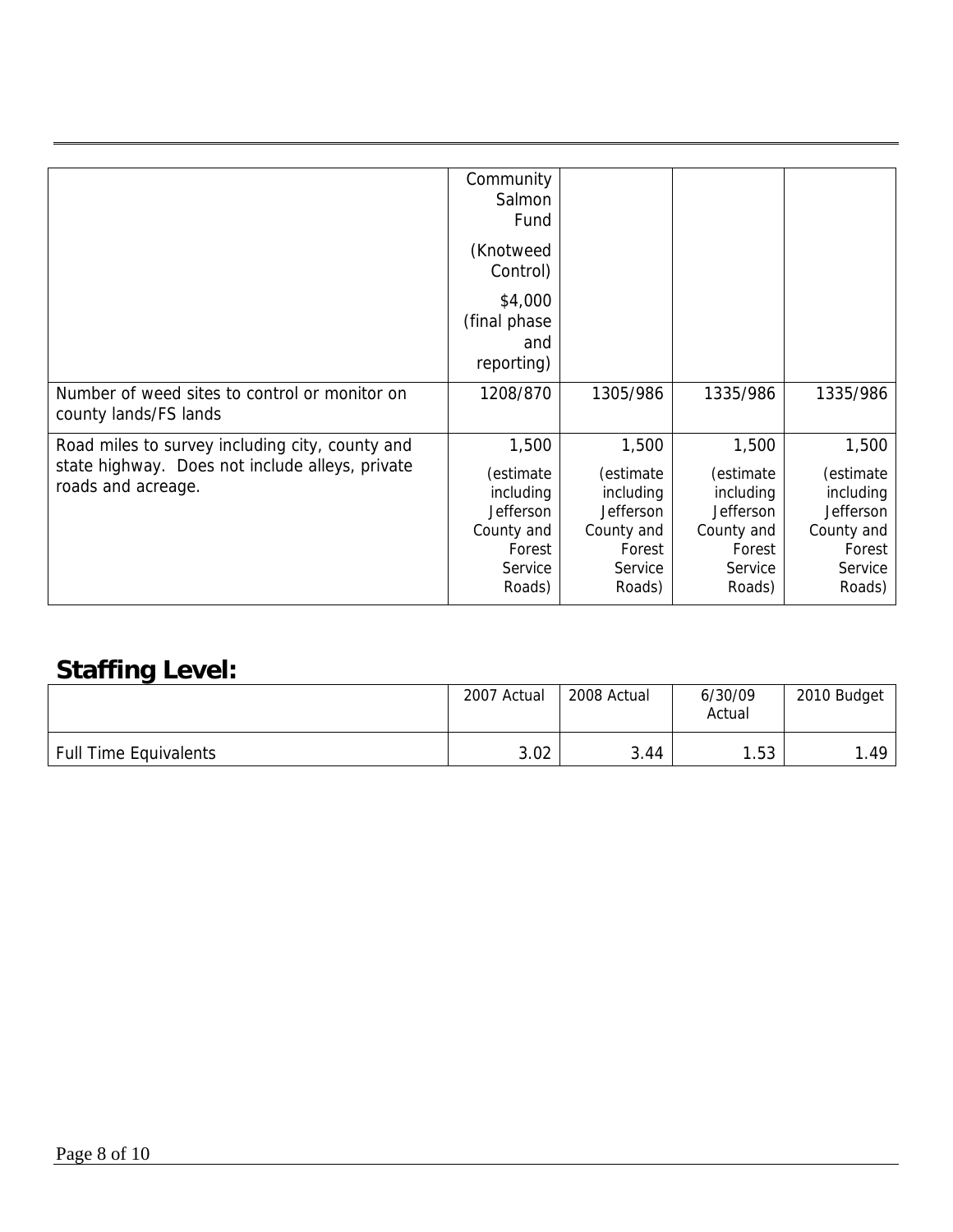| | | | | |
|---|---|---|---|---|
| | Community Salmon Fund (Knotweed Control) $4,000 (final phase and reporting) | | | |
| Number of weed sites to control or monitor on county lands/FS lands | 1208/870 | 1305/986 | 1335/986 | 1335/986 |
| Road miles to survey including city, county and state highway. Does not include alleys, private roads and acreage. | 1,500 (estimate including Jefferson County and Forest Service Roads) | 1,500 (estimate including Jefferson County and Forest Service Roads) | 1,500 (estimate including Jefferson County and Forest Service Roads) | 1,500 (estimate including Jefferson County and Forest Service Roads) |

## Staffing Level:

| | 2007 Actual | 2008 Actual | 6/30/09 Actual | 2010 Budget |
|---|---|---|---|---|
| Full Time Equivalents | 3.02 | 3.44 | 1.53 | 1.49 |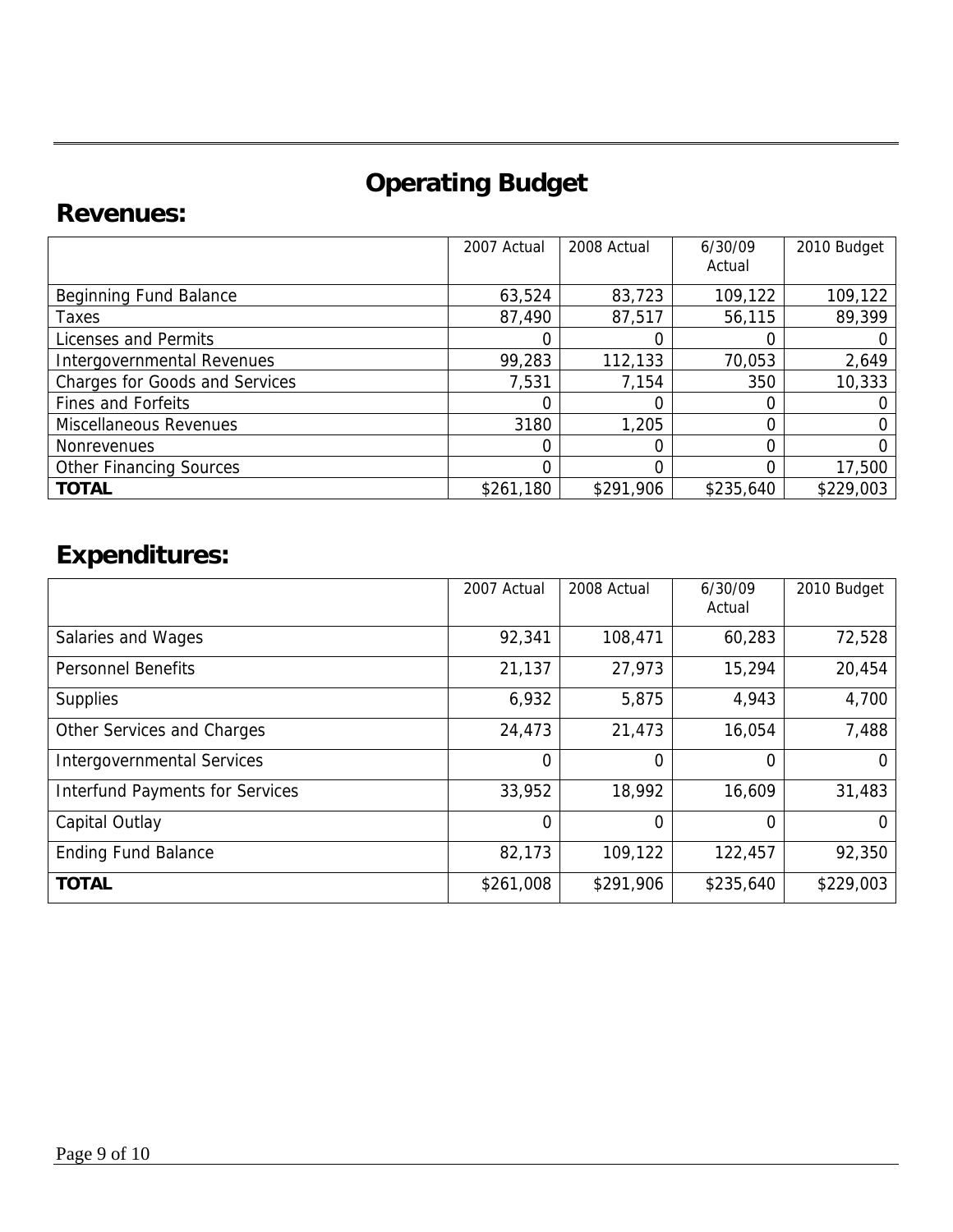# Operating Budget

## Revenues:

| | 2007 Actual | 2008 Actual | 6/30/09 Actual | 2010 Budget |
|---|---|---|---|---|
| Beginning Fund Balance | 63,524 | 83,723 | 109,122 | 109,122 |
| Taxes | 87,490 | 87,517 | 56,115 | 89,399 |
| Licenses and Permits | 0 | 0 | 0 | 0 |
| Intergovernmental Revenues | 99,283 | 112,133 | 70,053 | 2,649 |
| Charges for Goods and Services | 7,531 | 7,154 | 350 | 10,333 |
| Fines and Forfeits | 0 | 0 | 0 | 0 |
| Miscellaneous Revenues | 3180 | 1,205 | 0 | 0 |
| Nonrevenues | 0 | 0 | 0 | 0 |
| Other Financing Sources | 0 | 0 | 0 | 17,500 |
| **TOTAL** | $261,180 | $291,906 | $235,640 | $229,003 |

## Expenditures:

| | 2007 Actual | 2008 Actual | 6/30/09 Actual | 2010 Budget |
|---|---|---|---|---|
| Salaries and Wages | 92,341 | 108,471 | 60,283 | 72,528 |
| Personnel Benefits | 21,137 | 27,973 | 15,294 | 20,454 |
| Supplies | 6,932 | 5,875 | 4,943 | 4,700 |
| Other Services and Charges | 24,473 | 21,473 | 16,054 | 7,488 |
| Intergovernmental Services | 0 | 0 | 0 | 0 |
| Interfund Payments for Services | 33,952 | 18,992 | 16,609 | 31,483 |
| Capital Outlay | 0 | 0 | 0 | 0 |
| Ending Fund Balance | 82,173 | 109,122 | 122,457 | 92,350 |
| **TOTAL** | $261,008 | $291,906 | $235,640 | $229,003 |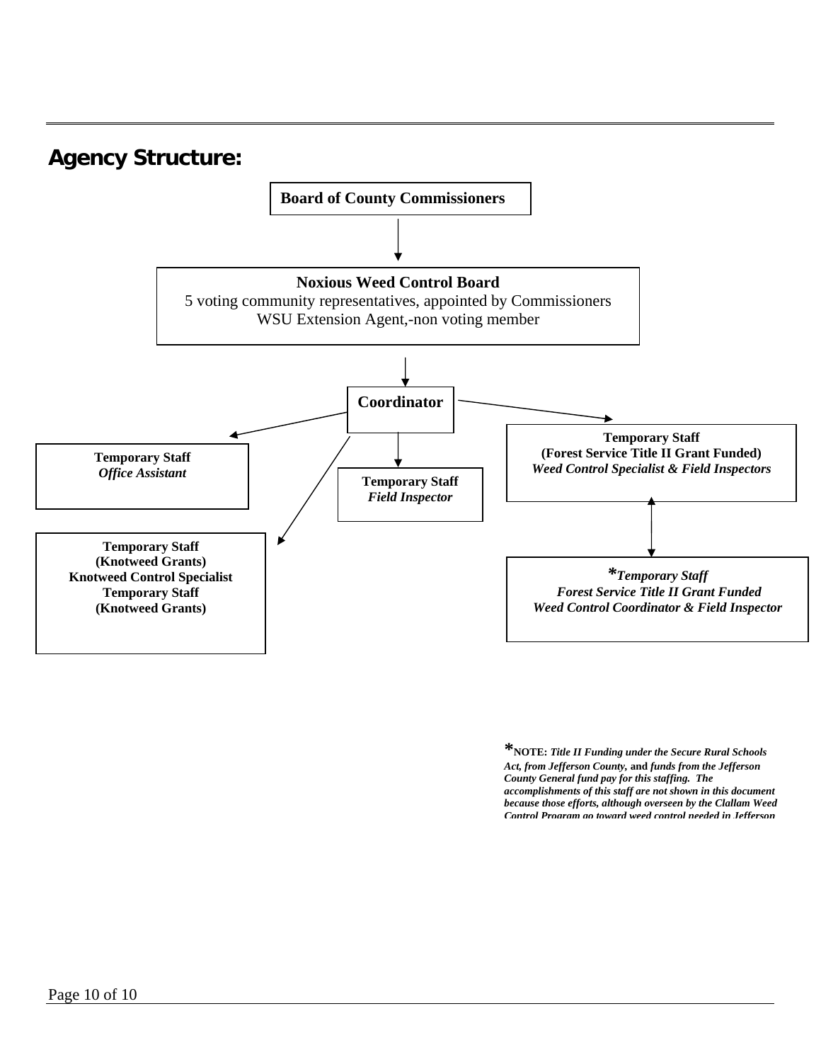## Agency Structure:

**Board of County Commissioners**

**Noxious Weed Control Board**
5 voting community representatives, appointed by Commissioners
WSU Extension Agent,-non voting member

**Coordinator**

**Temporary Staff**
***Office Assistant***

**Temporary Staff**
***Field Inspector***

**Temporary Staff**
**(Forest Service Title II Grant Funded)**
***Weed Control Specialist & Field Inspectors***

**Temporary Staff**
**(Knotweed Grants)**
**Knotweed Control Specialist**
**Temporary Staff**
**(Knotweed Grants)**

***Temporary Staff***
***Forest Service Title II Grant Funded***
***Weed Control Coordinator & Field Inspector***

***NOTE:** *Title II Funding under the Secure Rural Schools Act, from Jefferson County,* **and** *funds from the Jefferson County General fund pay for this staffing. The accomplishments of this staff are not shown in this document because those efforts, although overseen by the Clallam Weed Control Program go toward weed control needed in Jefferson*